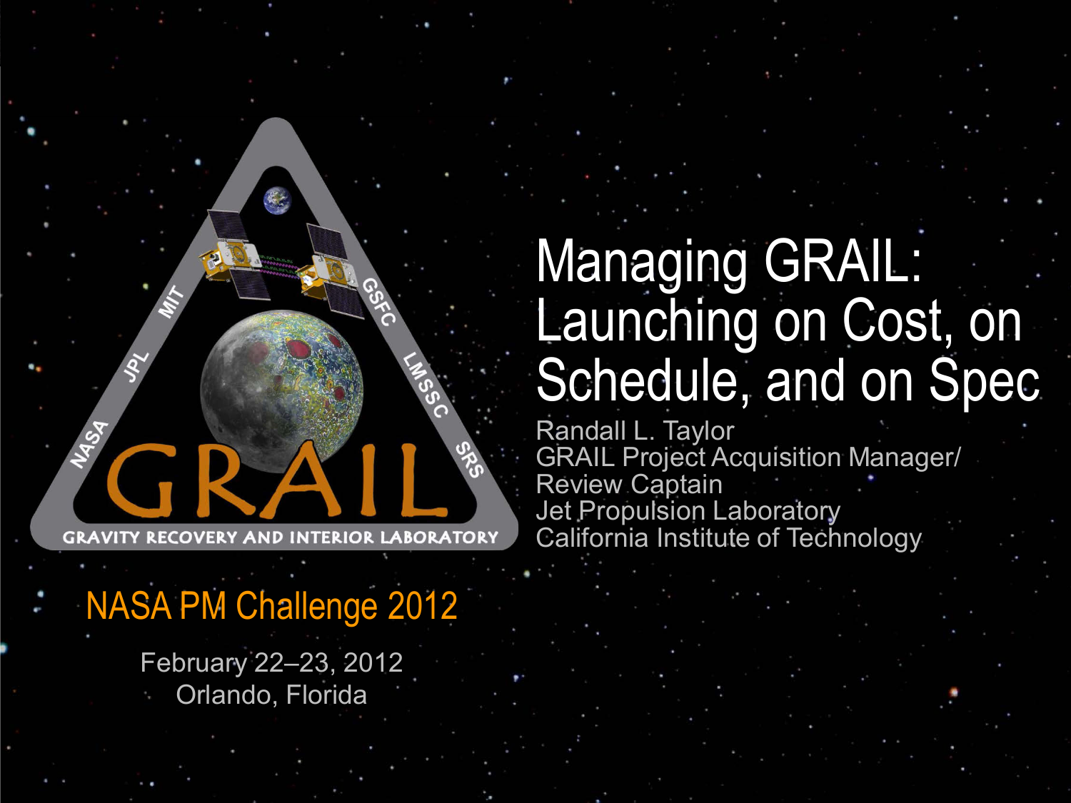# Managing GRAIL: Launching on Cost, on Schedule, and on Spec

Randall L. Taylor
GRAIL Project Acquisition Manager/
Review Captain
Jet Propulsion Laboratory
California Institute of Technology

NASA PM Challenge 2012

February 22–23, 2012
Orlando, Florida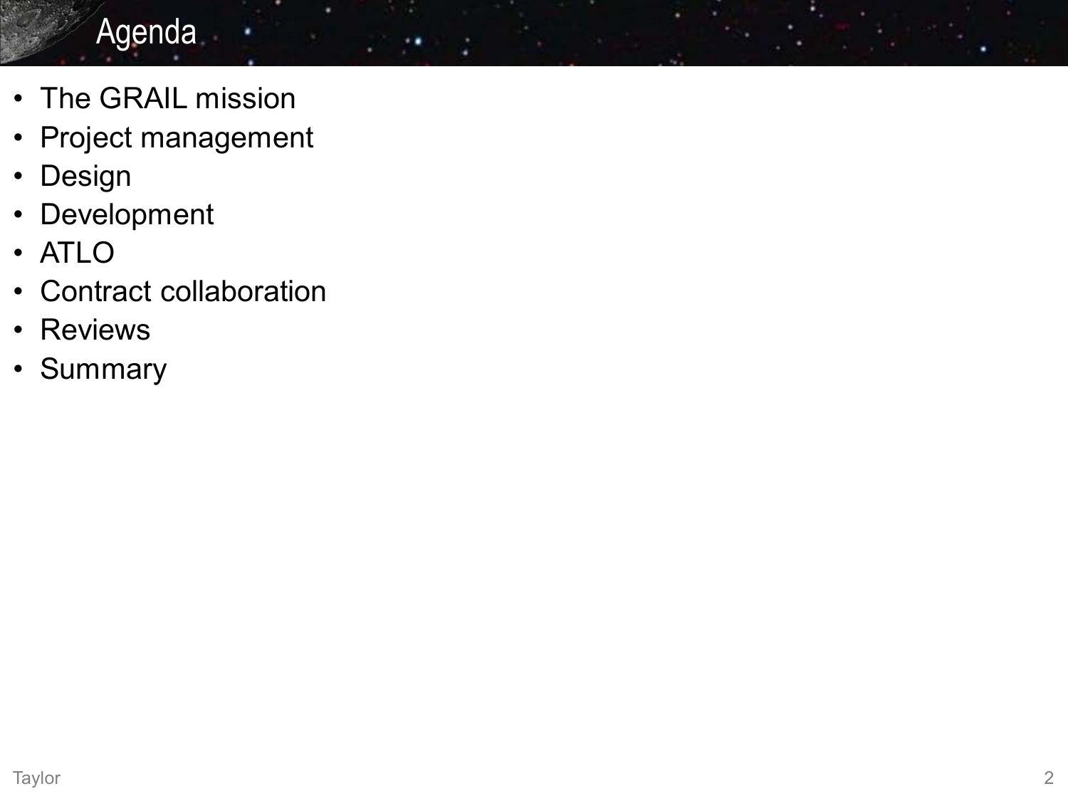# Agenda

- The GRAIL mission
- Project management
- Design
- Development
- ATLO
- Contract collaboration
- Reviews
- Summary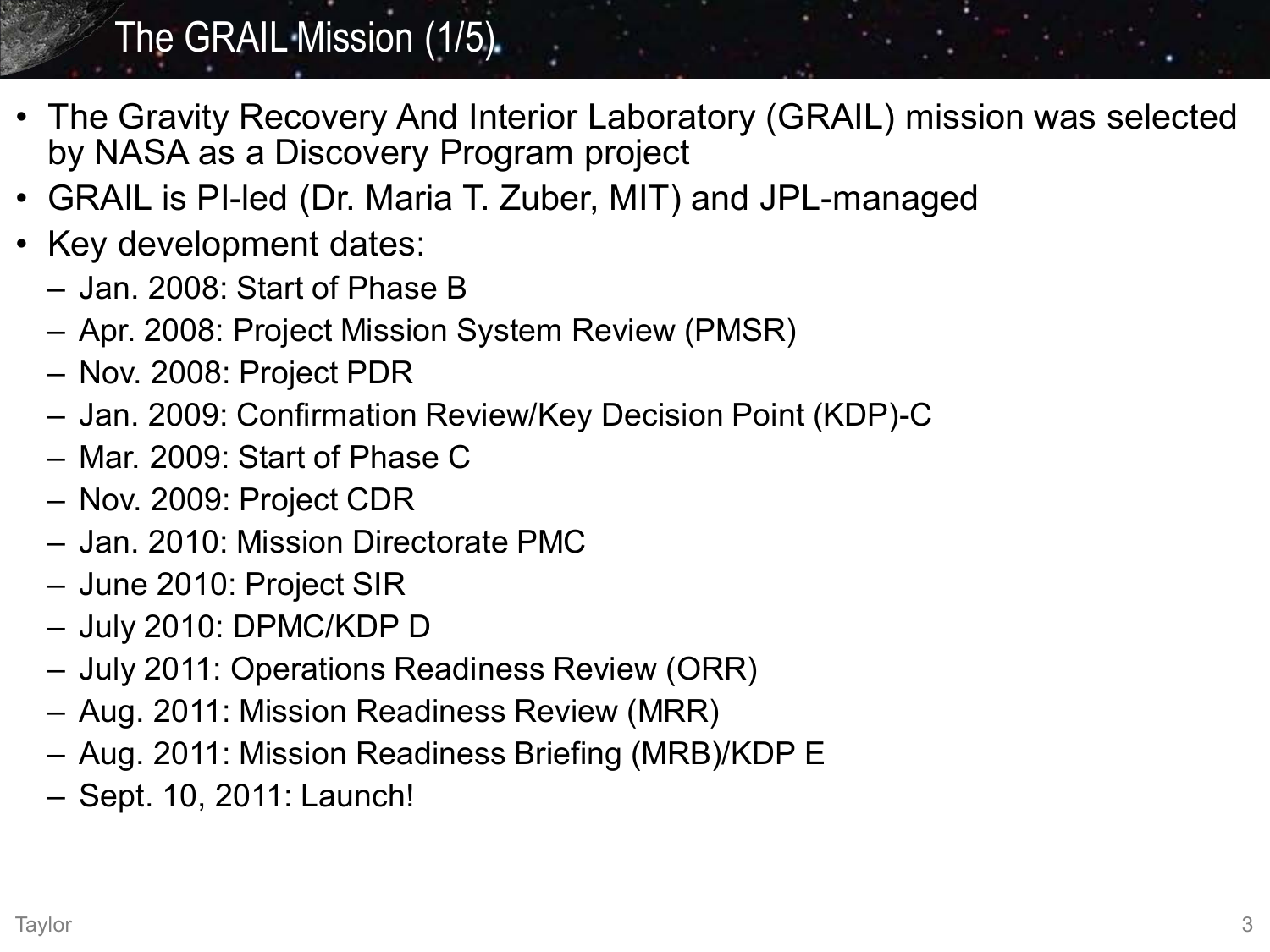# The GRAIL Mission (1/5)

- The Gravity Recovery And Interior Laboratory (GRAIL) mission was selected by NASA as a Discovery Program project
- GRAIL is PI-led (Dr. Maria T. Zuber, MIT) and JPL-managed
- Key development dates:
  - Jan. 2008: Start of Phase B
  - Apr. 2008: Project Mission System Review (PMSR)
  - Nov. 2008: Project PDR
  - Jan. 2009: Confirmation Review/Key Decision Point (KDP)-C
  - Mar. 2009: Start of Phase C
  - Nov. 2009: Project CDR
  - Jan. 2010: Mission Directorate PMC
  - June 2010: Project SIR
  - July 2010: DPMC/KDP D
  - July 2011: Operations Readiness Review (ORR)
  - Aug. 2011: Mission Readiness Review (MRR)
  - Aug. 2011: Mission Readiness Briefing (MRB)/KDP E
  - Sept. 10, 2011: Launch!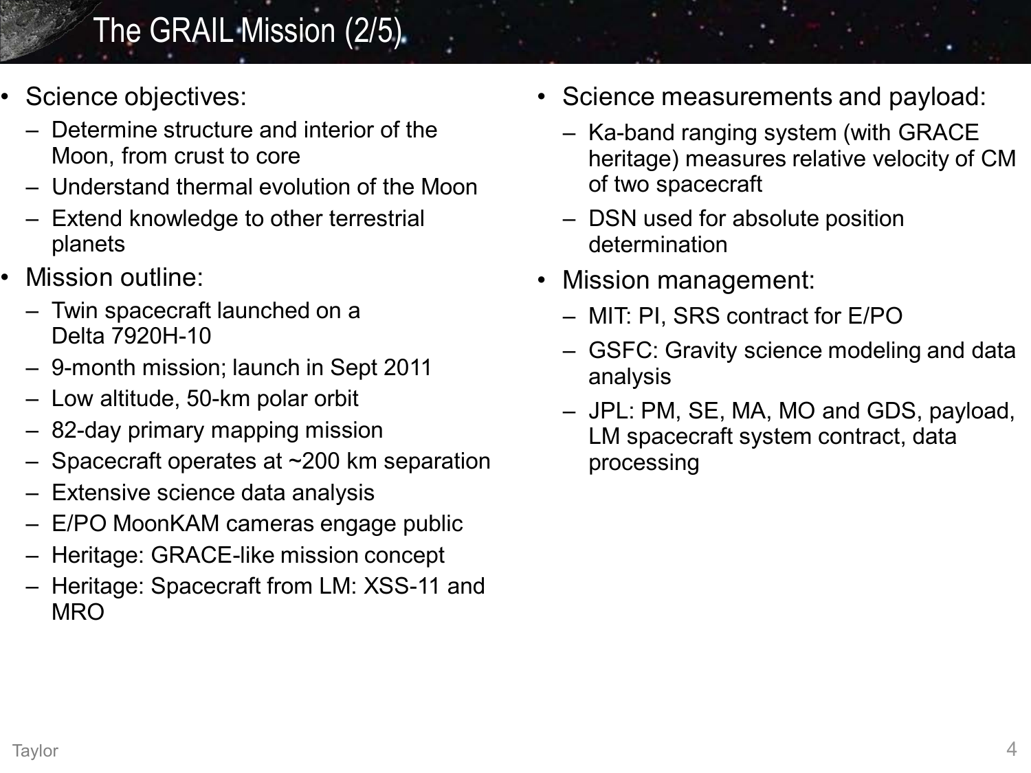# The GRAIL Mission (2/5)

- Science objectives:
  - Determine structure and interior of the Moon, from crust to core
  - Understand thermal evolution of the Moon
  - Extend knowledge to other terrestrial planets
- Mission outline:
  - Twin spacecraft launched on a Delta 7920H-10
  - 9-month mission; launch in Sept 2011
  - Low altitude, 50-km polar orbit
  - 82-day primary mapping mission
  - Spacecraft operates at ~200 km separation
  - Extensive science data analysis
  - E/PO MoonKAM cameras engage public
  - Heritage: GRACE-like mission concept
  - Heritage: Spacecraft from LM: XSS-11 and MRO
- Science measurements and payload:
  - Ka-band ranging system (with GRACE heritage) measures relative velocity of CM of two spacecraft
  - DSN used for absolute position determination
- Mission management:
  - MIT: PI, SRS contract for E/PO
  - GSFC: Gravity science modeling and data analysis
  - JPL: PM, SE, MA, MO and GDS, payload, LM spacecraft system contract, data processing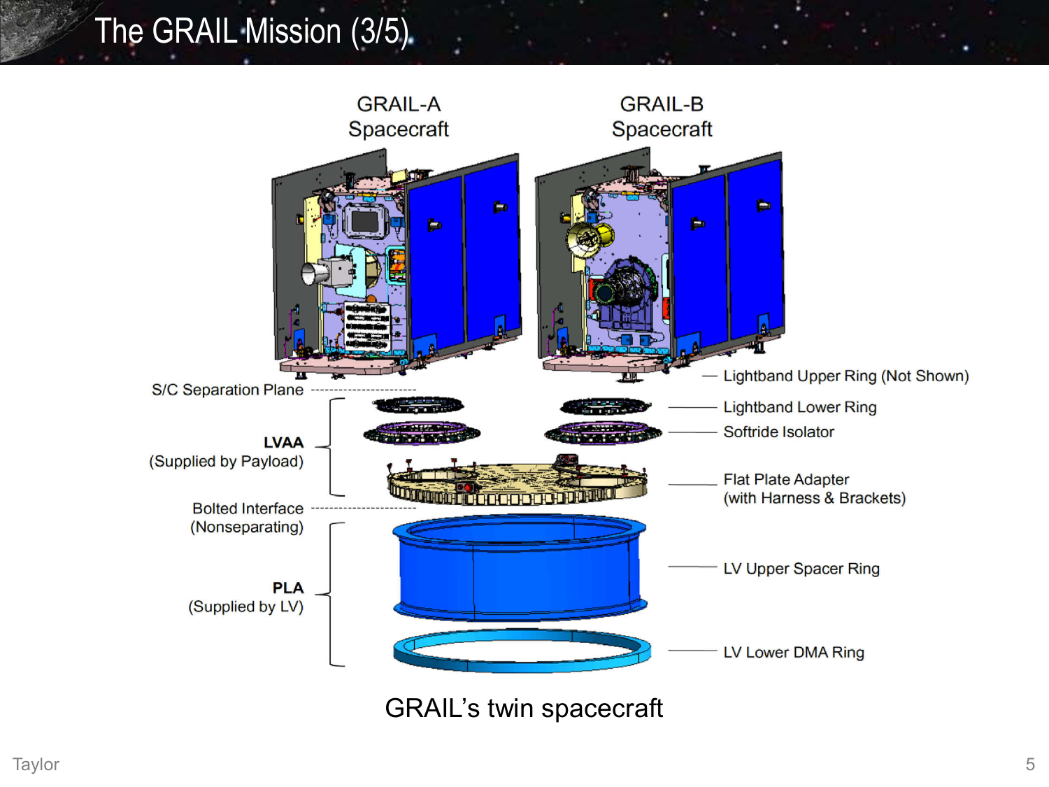# The GRAIL Mission (3/5)

GRAIL-A Spacecraft

GRAIL-B Spacecraft

S/C Separation Plane

**LVAA** (Supplied by Payload)

Bolted Interface (Nonseparating)

**PLA** (Supplied by LV)

Lightband Upper Ring (Not Shown)

Lightband Lower Ring

Softride Isolator

Flat Plate Adapter (with Harness & Brackets)

LV Upper Spacer Ring

LV Lower DMA Ring

GRAIL's twin spacecraft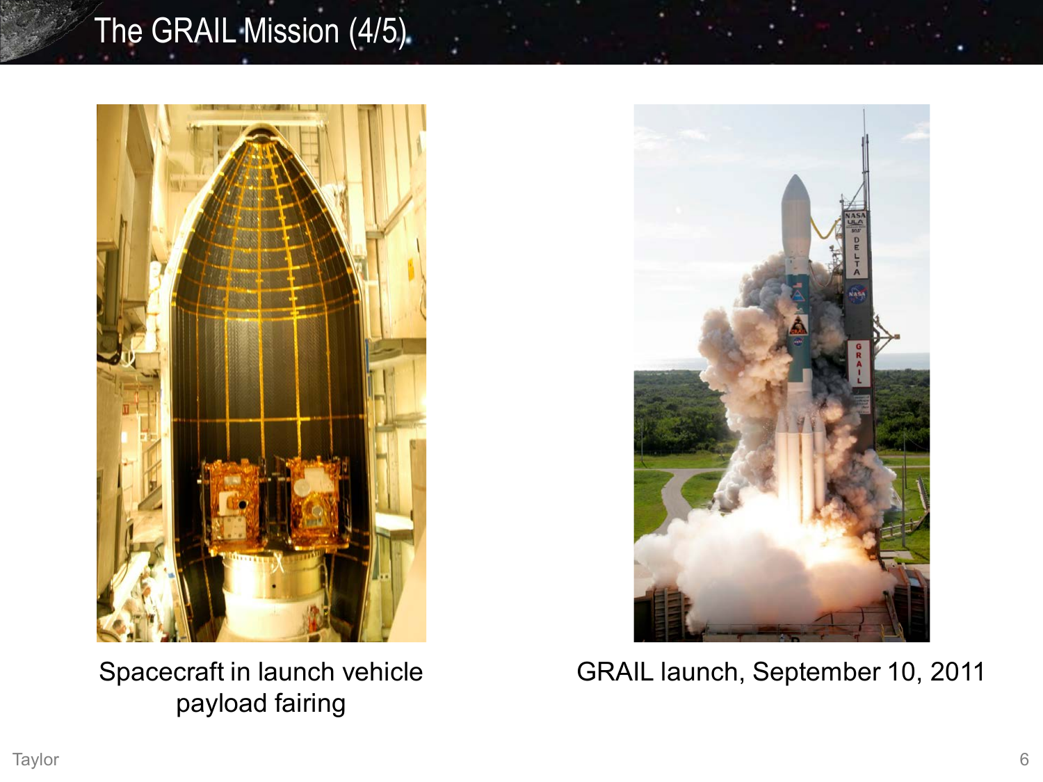# The GRAIL Mission (4/5)

Spacecraft in launch vehicle payload fairing

GRAIL launch, September 10, 2011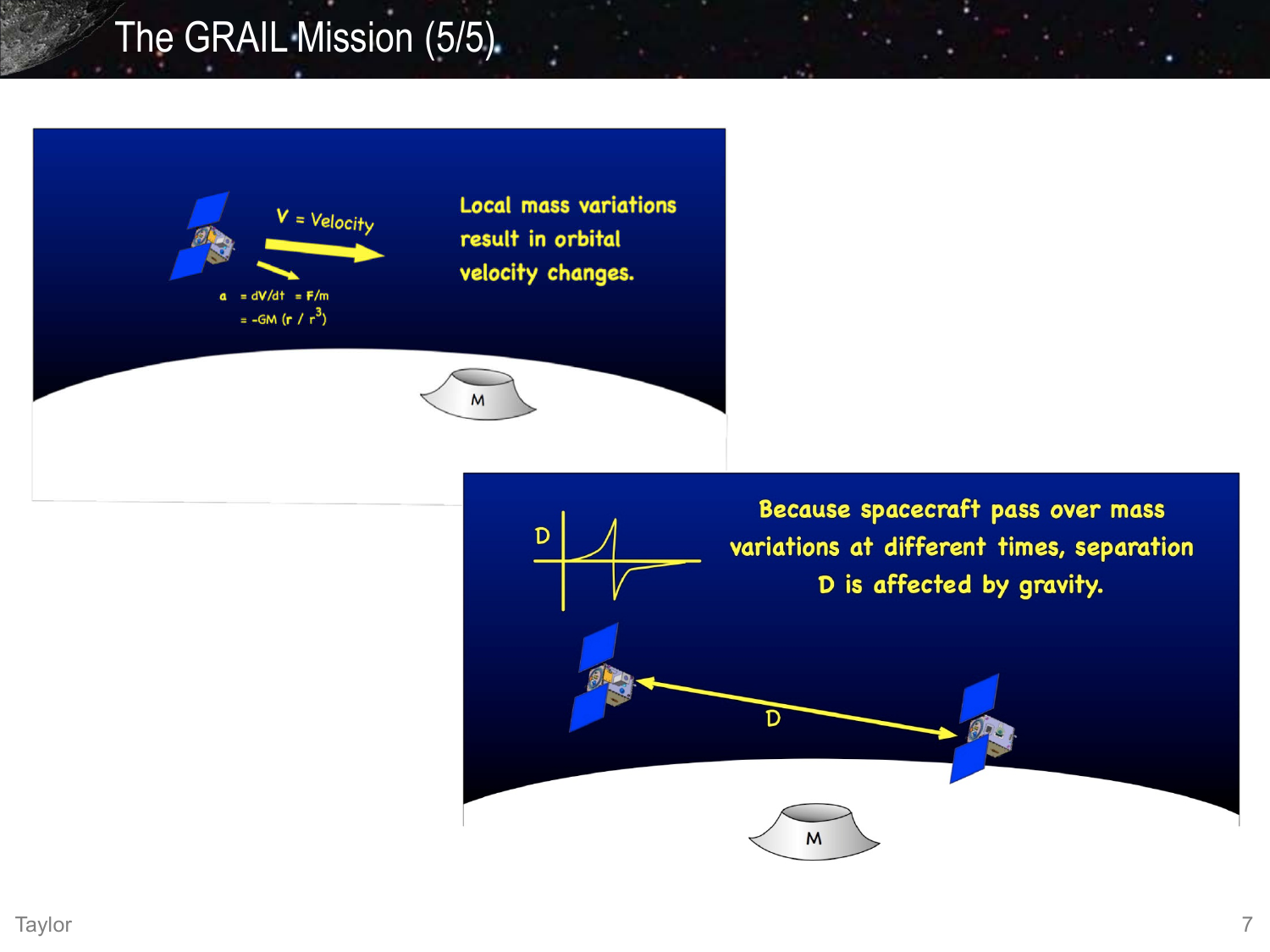# The GRAIL Mission (5/5)

$V$ = Velocity

$a = dV/dt = F/m$

$= -GM\ (r\ /\ r^3)$

Local mass variations result in orbital velocity changes.

M

D

Because spacecraft pass over mass variations at different times, separation D is affected by gravity.

D

M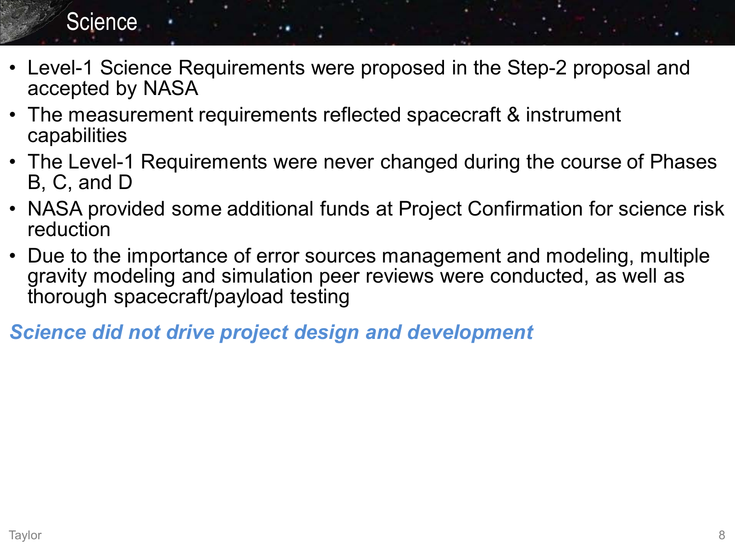# Science

- Level-1 Science Requirements were proposed in the Step-2 proposal and accepted by NASA
- The measurement requirements reflected spacecraft & instrument capabilities
- The Level-1 Requirements were never changed during the course of Phases B, C, and D
- NASA provided some additional funds at Project Confirmation for science risk reduction
- Due to the importance of error sources management and modeling, multiple gravity modeling and simulation peer reviews were conducted, as well as thorough spacecraft/payload testing

***Science did not drive project design and development***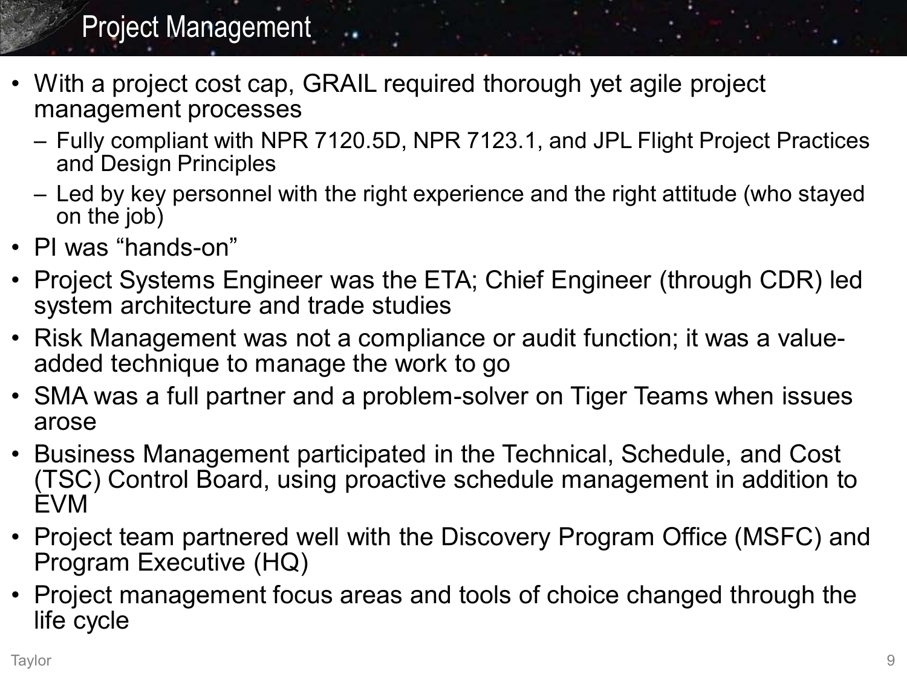# Project Management

- With a project cost cap, GRAIL required thorough yet agile project management processes
  - Fully compliant with NPR 7120.5D, NPR 7123.1, and JPL Flight Project Practices and Design Principles
  - Led by key personnel with the right experience and the right attitude (who stayed on the job)
- PI was “hands-on”
- Project Systems Engineer was the ETA; Chief Engineer (through CDR) led system architecture and trade studies
- Risk Management was not a compliance or audit function; it was a value-added technique to manage the work to go
- SMA was a full partner and a problem-solver on Tiger Teams when issues arose
- Business Management participated in the Technical, Schedule, and Cost (TSC) Control Board, using proactive schedule management in addition to EVM
- Project team partnered well with the Discovery Program Office (MSFC) and Program Executive (HQ)
- Project management focus areas and tools of choice changed through the life cycle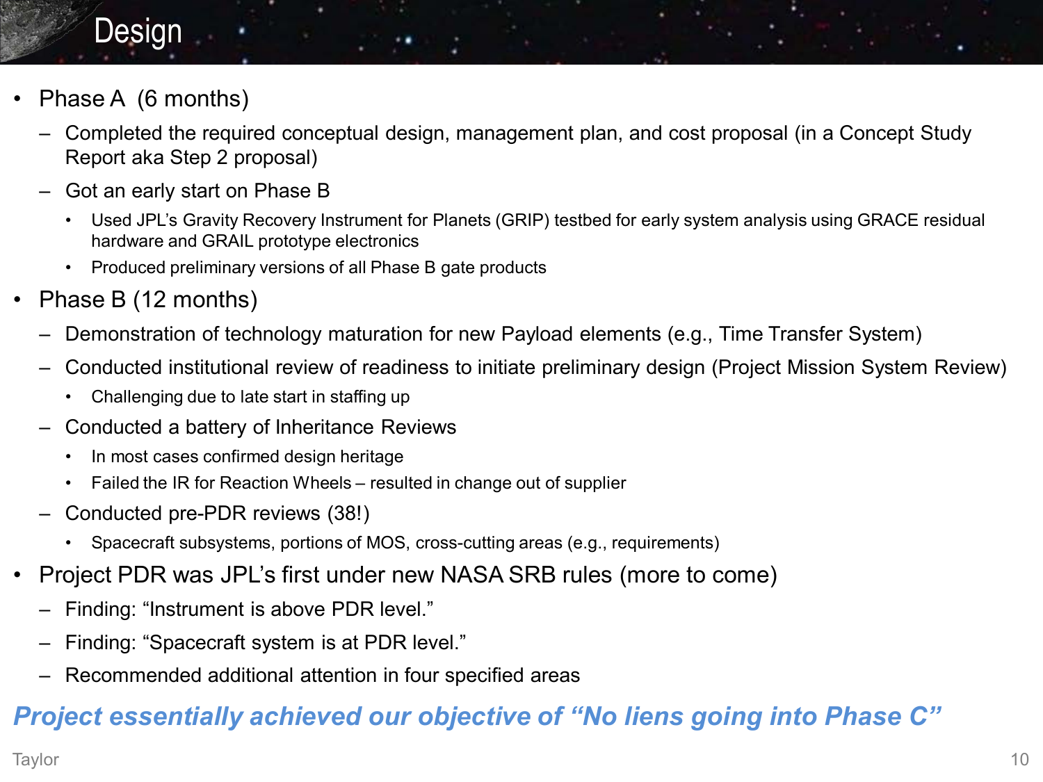# Design

- Phase A (6 months)
  - Completed the required conceptual design, management plan, and cost proposal (in a Concept Study Report aka Step 2 proposal)
  - Got an early start on Phase B
    - Used JPL's Gravity Recovery Instrument for Planets (GRIP) testbed for early system analysis using GRACE residual hardware and GRAIL prototype electronics
    - Produced preliminary versions of all Phase B gate products
- Phase B (12 months)
  - Demonstration of technology maturation for new Payload elements (e.g., Time Transfer System)
  - Conducted institutional review of readiness to initiate preliminary design (Project Mission System Review)
    - Challenging due to late start in staffing up
  - Conducted a battery of Inheritance Reviews
    - In most cases confirmed design heritage
    - Failed the IR for Reaction Wheels – resulted in change out of supplier
  - Conducted pre-PDR reviews (38!)
    - Spacecraft subsystems, portions of MOS, cross-cutting areas (e.g., requirements)
- Project PDR was JPL's first under new NASA SRB rules (more to come)
  - Finding: "Instrument is above PDR level."
  - Finding: "Spacecraft system is at PDR level."
  - Recommended additional attention in four specified areas

***Project essentially achieved our objective of "No liens going into Phase C"***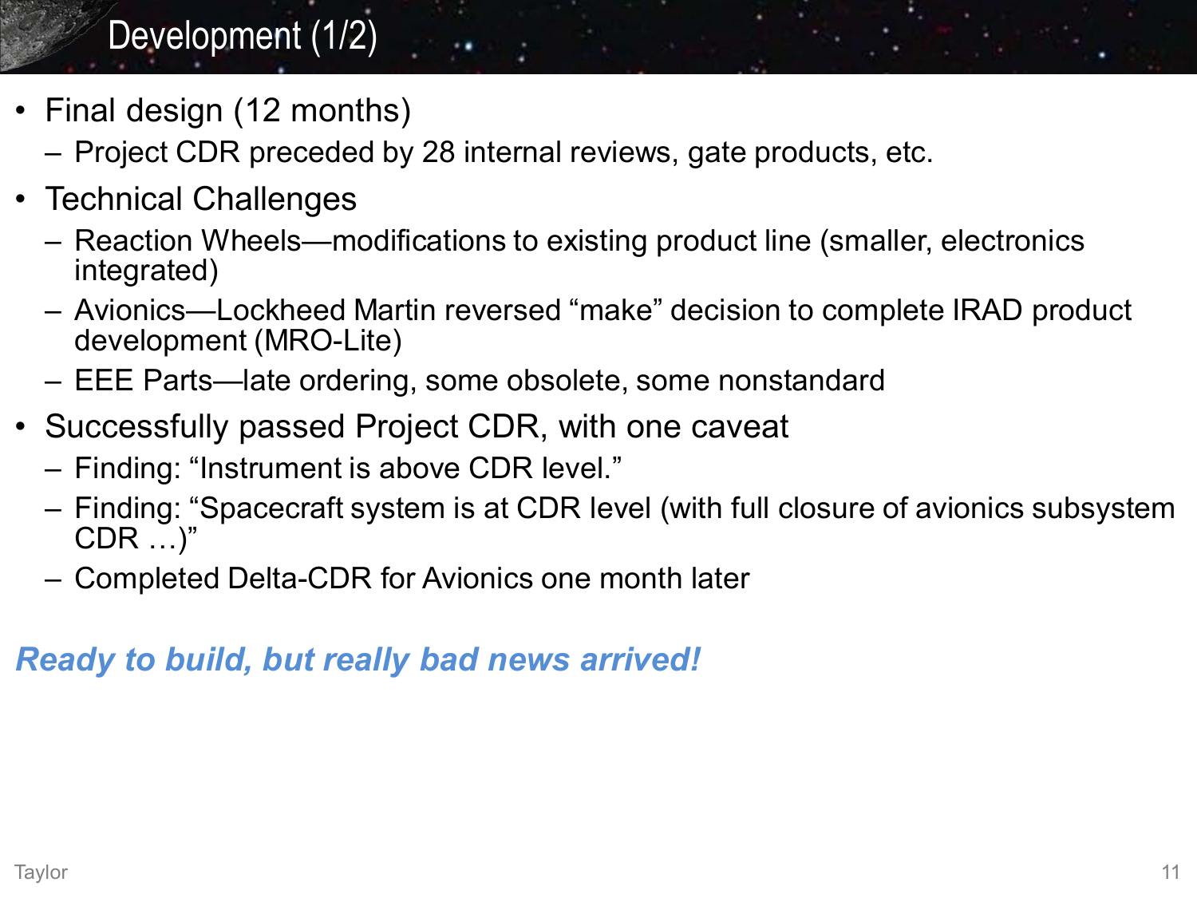# Development (1/2)

- Final design (12 months)
  - Project CDR preceded by 28 internal reviews, gate products, etc.
- Technical Challenges
  - Reaction Wheels—modifications to existing product line (smaller, electronics integrated)
  - Avionics—Lockheed Martin reversed “make” decision to complete IRAD product development (MRO-Lite)
  - EEE Parts—late ordering, some obsolete, some nonstandard
- Successfully passed Project CDR, with one caveat
  - Finding: “Instrument is above CDR level.”
  - Finding: “Spacecraft system is at CDR level (with full closure of avionics subsystem CDR …)”
  - Completed Delta-CDR for Avionics one month later

***Ready to build, but really bad news arrived!***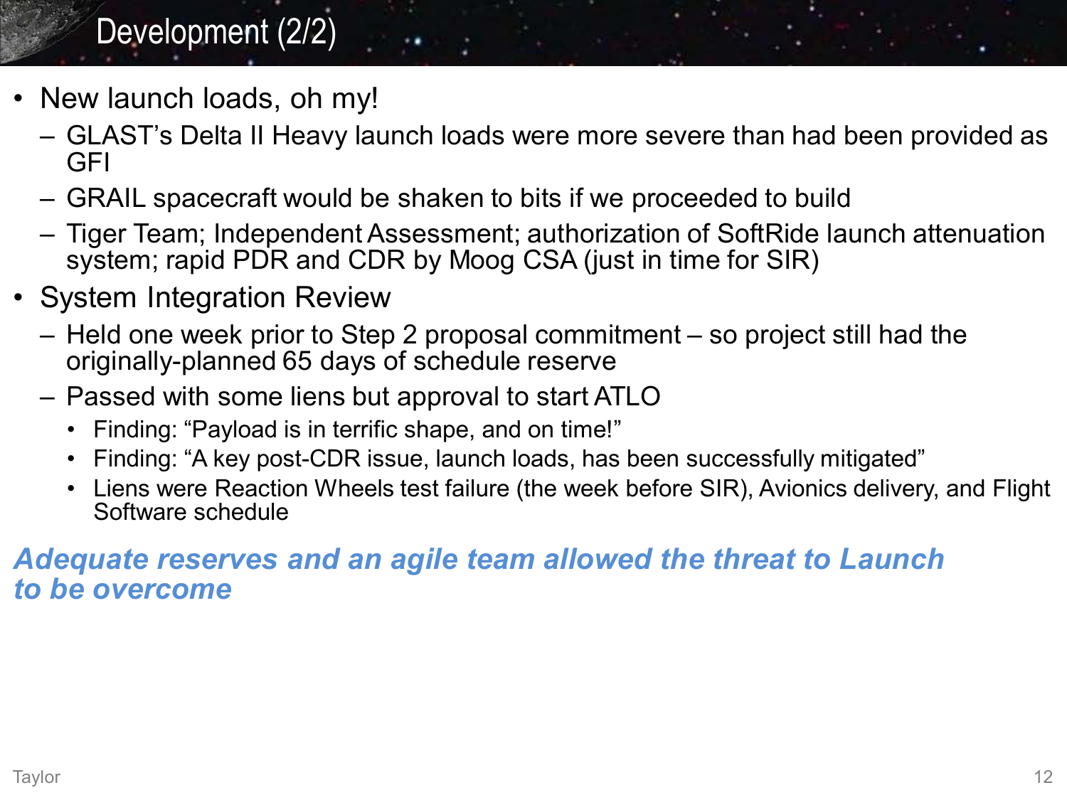# Development (2/2)

- New launch loads, oh my!
  - GLAST's Delta II Heavy launch loads were more severe than had been provided as GFI
  - GRAIL spacecraft would be shaken to bits if we proceeded to build
  - Tiger Team; Independent Assessment; authorization of SoftRide launch attenuation system; rapid PDR and CDR by Moog CSA (just in time for SIR)
- System Integration Review
  - Held one week prior to Step 2 proposal commitment – so project still had the originally-planned 65 days of schedule reserve
  - Passed with some liens but approval to start ATLO
    - Finding: "Payload is in terrific shape, and on time!"
    - Finding: "A key post-CDR issue, launch loads, has been successfully mitigated"
    - Liens were Reaction Wheels test failure (the week before SIR), Avionics delivery, and Flight Software schedule

***Adequate reserves and an agile team allowed the threat to Launch to be overcome***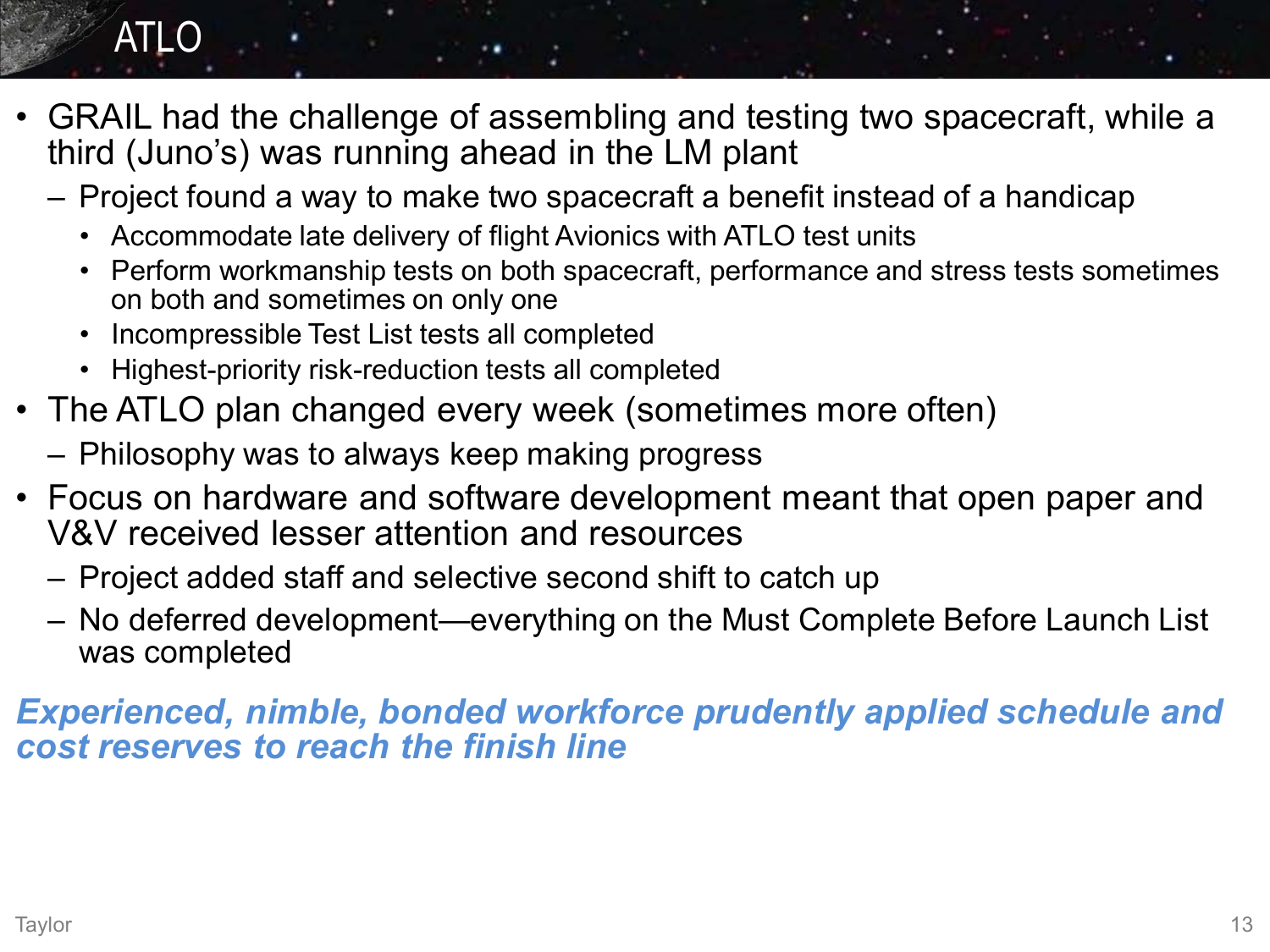# ATLO

- GRAIL had the challenge of assembling and testing two spacecraft, while a third (Juno's) was running ahead in the LM plant
  - Project found a way to make two spacecraft a benefit instead of a handicap
    - Accommodate late delivery of flight Avionics with ATLO test units
    - Perform workmanship tests on both spacecraft, performance and stress tests sometimes on both and sometimes on only one
    - Incompressible Test List tests all completed
    - Highest-priority risk-reduction tests all completed
- The ATLO plan changed every week (sometimes more often)
  - Philosophy was to always keep making progress
- Focus on hardware and software development meant that open paper and V&V received lesser attention and resources
  - Project added staff and selective second shift to catch up
  - No deferred development—everything on the Must Complete Before Launch List was completed

***Experienced, nimble, bonded workforce prudently applied schedule and cost reserves to reach the finish line***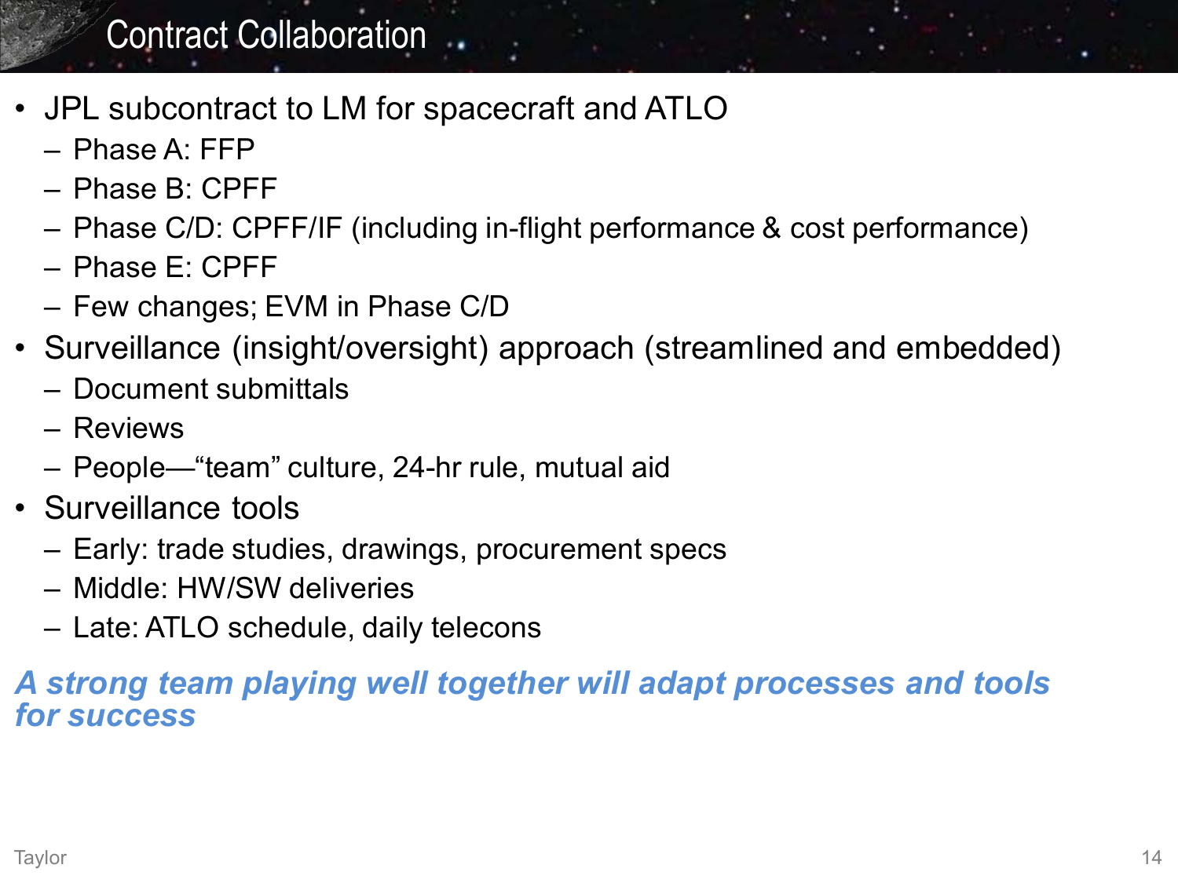# Contract Collaboration

- JPL subcontract to LM for spacecraft and ATLO
  - Phase A: FFP
  - Phase B: CPFF
  - Phase C/D: CPFF/IF (including in-flight performance & cost performance)
  - Phase E: CPFF
  - Few changes; EVM in Phase C/D
- Surveillance (insight/oversight) approach (streamlined and embedded)
  - Document submittals
  - Reviews
  - People—"team" culture, 24-hr rule, mutual aid
- Surveillance tools
  - Early: trade studies, drawings, procurement specs
  - Middle: HW/SW deliveries
  - Late: ATLO schedule, daily telecons

***A strong team playing well together will adapt processes and tools for success***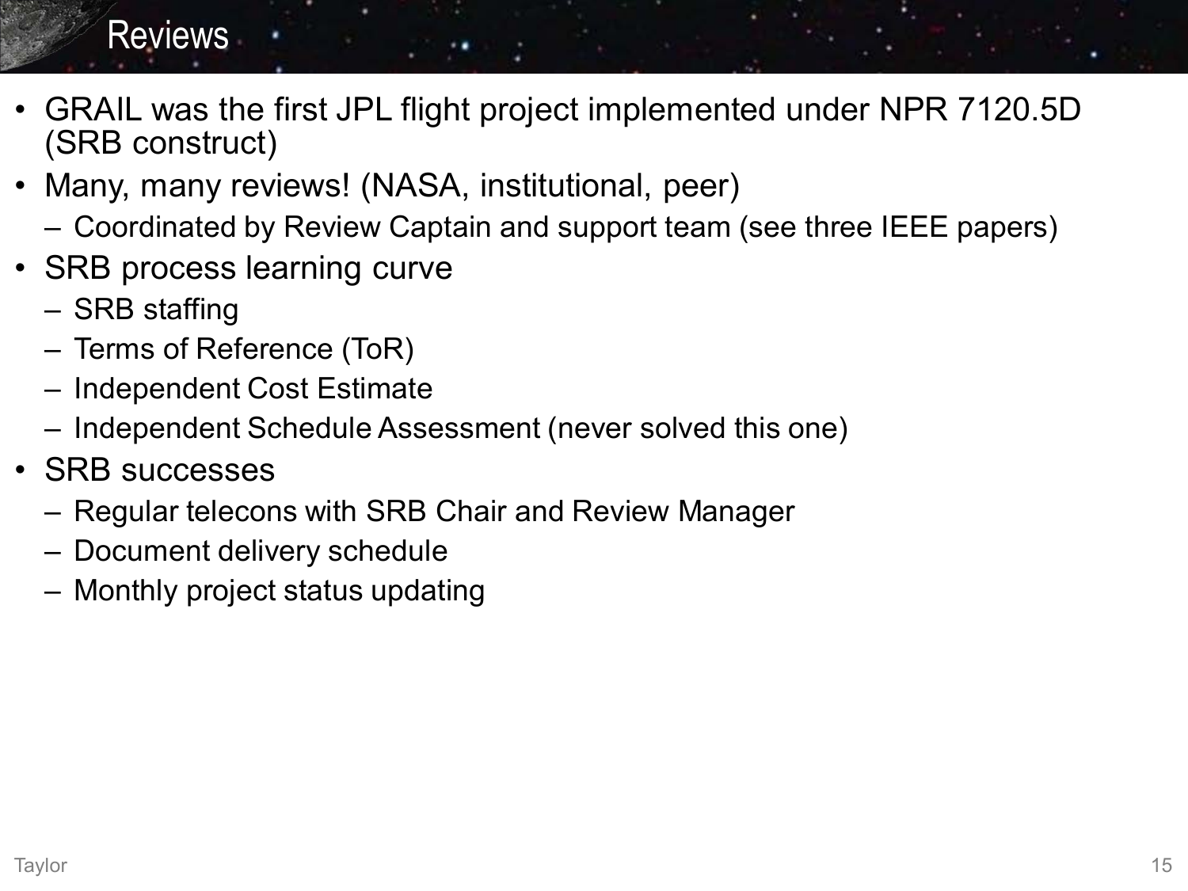# Reviews

- GRAIL was the first JPL flight project implemented under NPR 7120.5D (SRB construct)
- Many, many reviews! (NASA, institutional, peer)
  - Coordinated by Review Captain and support team (see three IEEE papers)
- SRB process learning curve
  - SRB staffing
  - Terms of Reference (ToR)
  - Independent Cost Estimate
  - Independent Schedule Assessment (never solved this one)
- SRB successes
  - Regular telecons with SRB Chair and Review Manager
  - Document delivery schedule
  - Monthly project status updating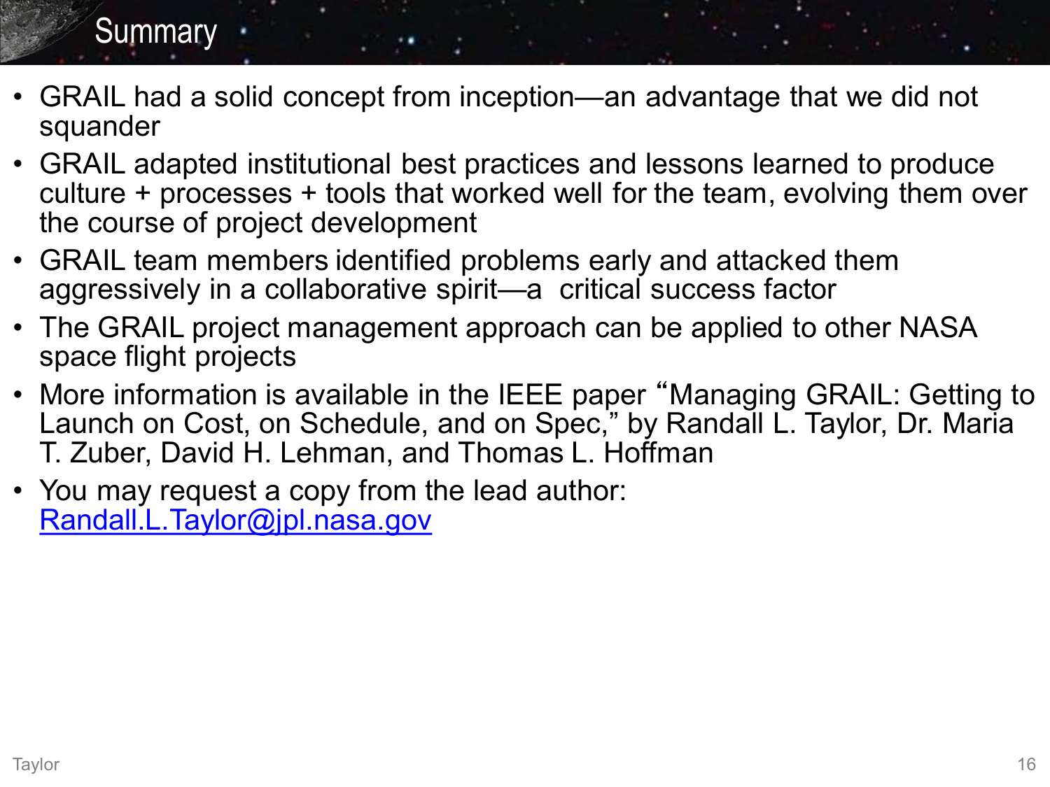# Summary

- GRAIL had a solid concept from inception—an advantage that we did not squander
- GRAIL adapted institutional best practices and lessons learned to produce culture + processes + tools that worked well for the team, evolving them over the course of project development
- GRAIL team members identified problems early and attacked them aggressively in a collaborative spirit—a critical success factor
- The GRAIL project management approach can be applied to other NASA space flight projects
- More information is available in the IEEE paper "Managing GRAIL: Getting to Launch on Cost, on Schedule, and on Spec," by Randall L. Taylor, Dr. Maria T. Zuber, David H. Lehman, and Thomas L. Hoffman
- You may request a copy from the lead author: [Randall.L.Taylor@jpl.nasa.gov](mailto:Randall.L.Taylor@jpl.nasa.gov)